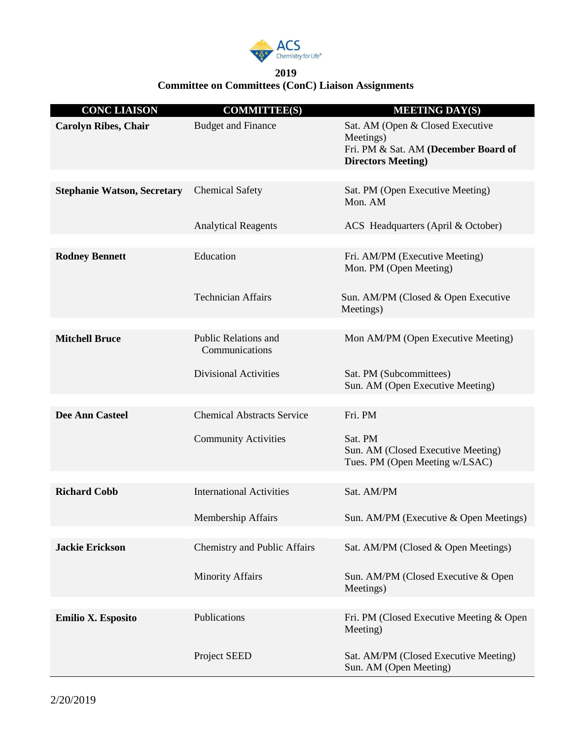**2019**

**Committee on Committees (ConC) Liaison Assignments**

| CONC LIAISON | COMMITTEE(S) | MEETING DAY(S) |
|---|---|---|
| **Carolyn Ribes, Chair** | Budget and Finance | Sat. AM (Open & Closed Executive Meetings)<br>Fri. PM & Sat. AM **(December Board of Directors Meeting)** |
| **Stephanie Watson, Secretary** | Chemical Safety | Sat. PM (Open Executive Meeting)<br>Mon. AM |
| | Analytical Reagents | ACS Headquarters (April & October) |
| **Rodney Bennett** | Education | Fri. AM/PM (Executive Meeting)<br>Mon. PM (Open Meeting) |
| | Technician Affairs | Sun. AM/PM (Closed & Open Executive Meetings) |
| **Mitchell Bruce** | Public Relations and Communications | Mon AM/PM (Open Executive Meeting) |
| | Divisional Activities | Sat. PM (Subcommittees)<br>Sun. AM (Open Executive Meeting) |
| **Dee Ann Casteel** | Chemical Abstracts Service | Fri. PM |
| | Community Activities | Sat. PM<br>Sun. AM (Closed Executive Meeting)<br>Tues. PM (Open Meeting w/LSAC) |
| **Richard Cobb** | International Activities | Sat. AM/PM |
| | Membership Affairs | Sun. AM/PM (Executive & Open Meetings) |
| **Jackie Erickson** | Chemistry and Public Affairs | Sat. AM/PM (Closed & Open Meetings) |
| | Minority Affairs | Sun. AM/PM (Closed Executive & Open Meetings) |
| **Emilio X. Esposito** | Publications | Fri. PM (Closed Executive Meeting & Open Meeting) |
| | Project SEED | Sat. AM/PM (Closed Executive Meeting)<br>Sun. AM (Open Meeting) |

2/20/2019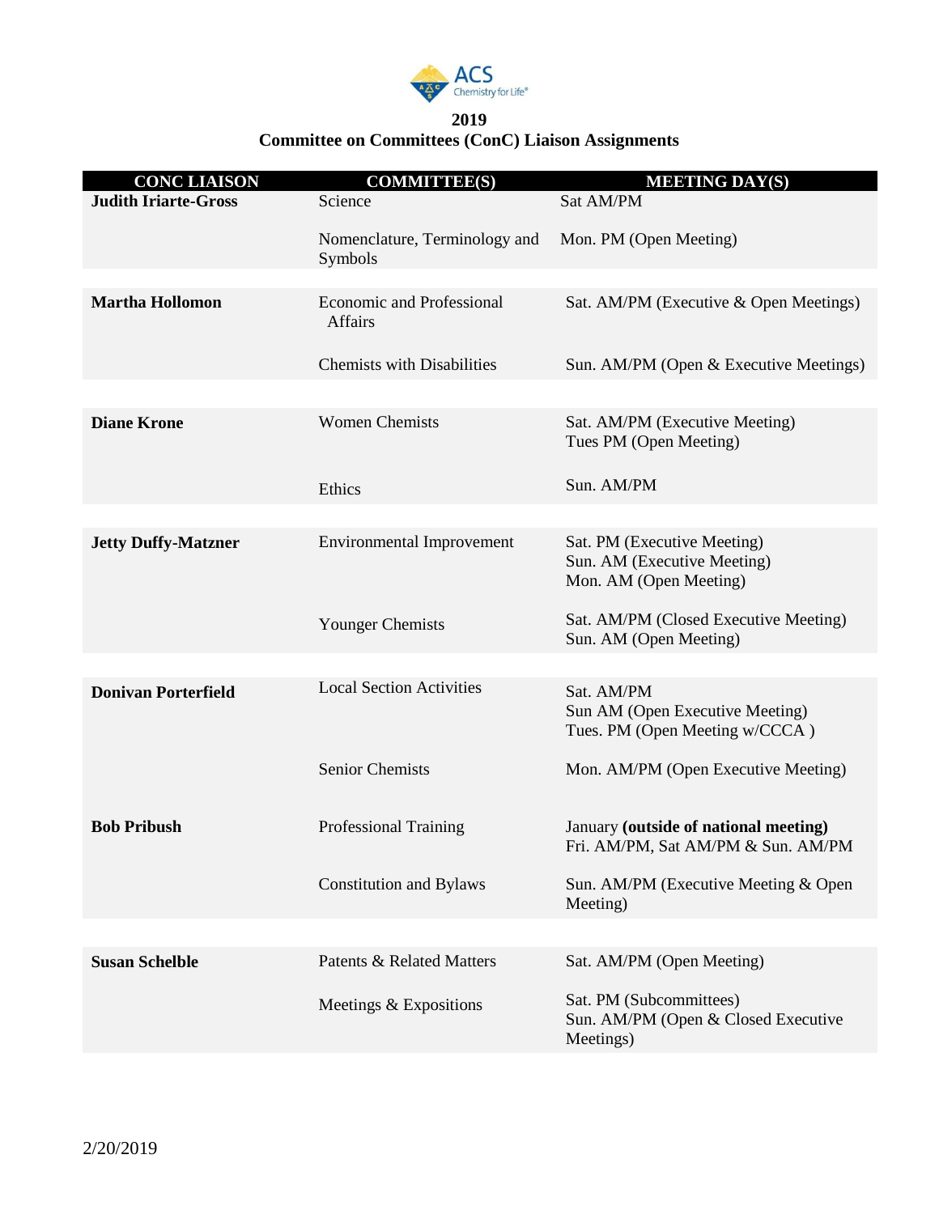**2019**
**Committee on Committees (ConC) Liaison Assignments**

| CONC LIAISON | COMMITTEE(S) | MEETING DAY(S) |
|---|---|---|
| **Judith Iriarte-Gross** | Science | Sat AM/PM |
| | Nomenclature, Terminology and Symbols | Mon. PM (Open Meeting) |
| **Martha Hollomon** | Economic and Professional Affairs | Sat. AM/PM (Executive & Open Meetings) |
| | Chemists with Disabilities | Sun. AM/PM (Open & Executive Meetings) |
| **Diane Krone** | Women Chemists | Sat. AM/PM (Executive Meeting)<br>Tues PM (Open Meeting) |
| | Ethics | Sun. AM/PM |
| **Jetty Duffy-Matzner** | Environmental Improvement | Sat. PM (Executive Meeting)<br>Sun. AM (Executive Meeting)<br>Mon. AM (Open Meeting) |
| | Younger Chemists | Sat. AM/PM (Closed Executive Meeting)<br>Sun. AM (Open Meeting) |
| **Donivan Porterfield** | Local Section Activities | Sat. AM/PM<br>Sun AM (Open Executive Meeting)<br>Tues. PM (Open Meeting w/CCCA ) |
| | Senior Chemists | Mon. AM/PM (Open Executive Meeting) |
| **Bob Pribush** | Professional Training | January **(outside of national meeting)**<br>Fri. AM/PM, Sat AM/PM & Sun. AM/PM |
| | Constitution and Bylaws | Sun. AM/PM (Executive Meeting & Open Meeting) |
| **Susan Schelble** | Patents & Related Matters | Sat. AM/PM (Open Meeting) |
| | Meetings & Expositions | Sat. PM (Subcommittees)<br>Sun. AM/PM (Open & Closed Executive Meetings) |

2/20/2019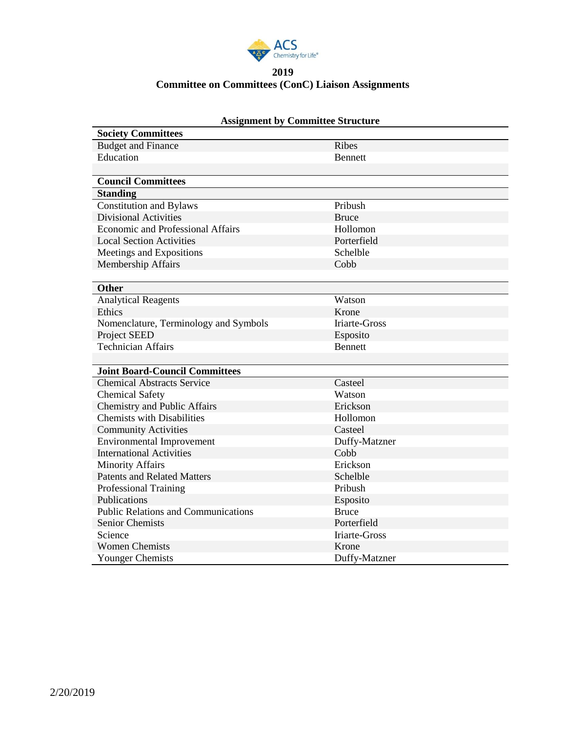# 2019
# Committee on Committees (ConC) Liaison Assignments

**Assignment by Committee Structure**

| | |
|---|---|
| **Society Committees** | |
| Budget and Finance | Ribes |
| Education | Bennett |
| | |
| **Council Committees** | |
| **Standing** | |
| Constitution and Bylaws | Pribush |
| Divisional Activities | Bruce |
| Economic and Professional Affairs | Hollomon |
| Local Section Activities | Porterfield |
| Meetings and Expositions | Schelble |
| Membership Affairs | Cobb |
| | |
| **Other** | |
| Analytical Reagents | Watson |
| Ethics | Krone |
| Nomenclature, Terminology and Symbols | Iriarte-Gross |
| Project SEED | Esposito |
| Technician Affairs | Bennett |
| | |
| **Joint Board-Council Committees** | |
| Chemical Abstracts Service | Casteel |
| Chemical Safety | Watson |
| Chemistry and Public Affairs | Erickson |
| Chemists with Disabilities | Hollomon |
| Community Activities | Casteel |
| Environmental Improvement | Duffy-Matzner |
| International Activities | Cobb |
| Minority Affairs | Erickson |
| Patents and Related Matters | Schelble |
| Professional Training | Pribush |
| Publications | Esposito |
| Public Relations and Communications | Bruce |
| Senior Chemists | Porterfield |
| Science | Iriarte-Gross |
| Women Chemists | Krone |
| Younger Chemists | Duffy-Matzner |

2/20/2019